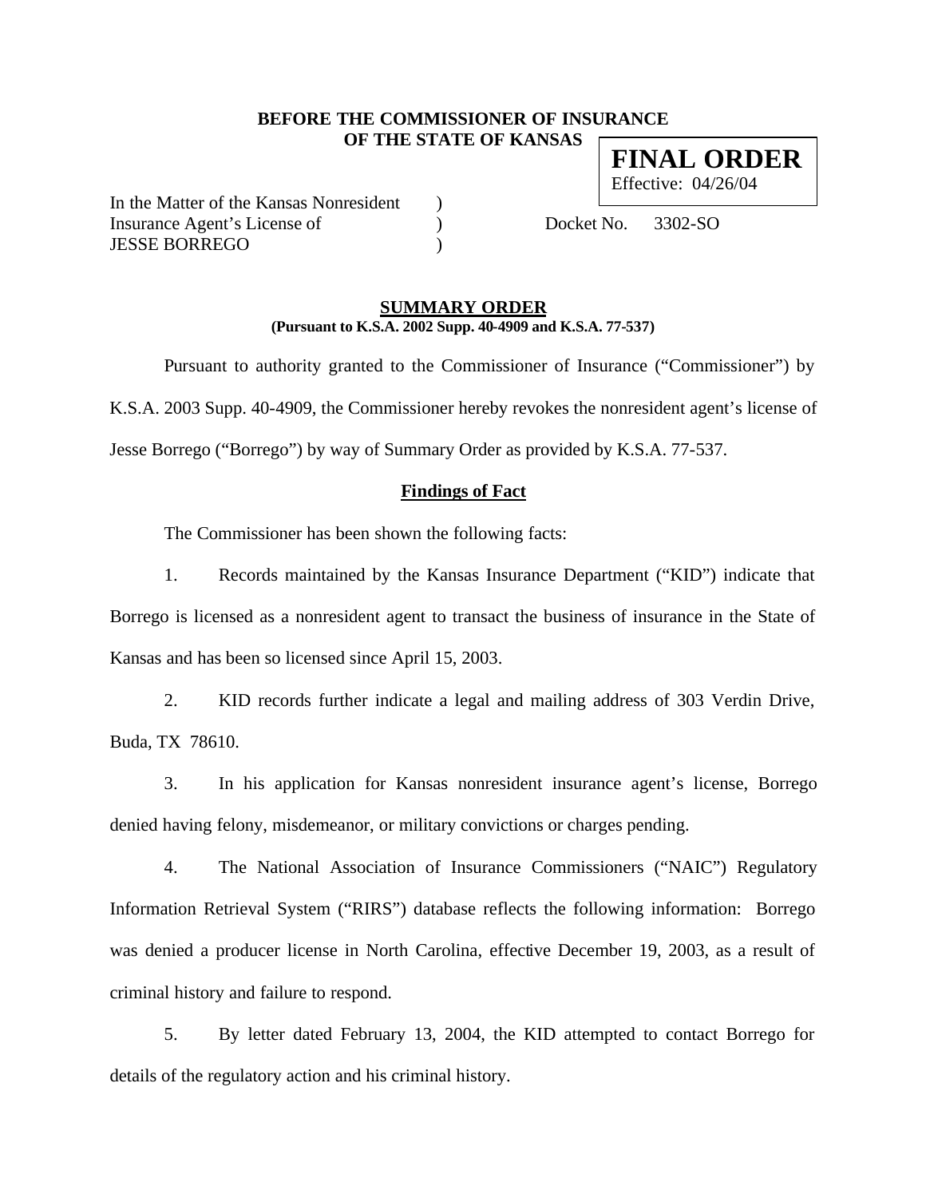**BEFORE THE COMMISSIONER OF INSURANCE**
**OF THE STATE OF KANSAS**

**FINAL ORDER**
Effective: 04/26/04

In the Matter of the Kansas Nonresident )
Insurance Agent's License of )  Docket No. 3302-SO
JESSE BORREGO )

## SUMMARY ORDER

**(Pursuant to K.S.A. 2002 Supp. 40-4909 and K.S.A. 77-537)**

Pursuant to authority granted to the Commissioner of Insurance ("Commissioner") by K.S.A. 2003 Supp. 40-4909, the Commissioner hereby revokes the nonresident agent's license of Jesse Borrego ("Borrego") by way of Summary Order as provided by K.S.A. 77-537.

### Findings of Fact

The Commissioner has been shown the following facts:

1. Records maintained by the Kansas Insurance Department ("KID") indicate that Borrego is licensed as a nonresident agent to transact the business of insurance in the State of Kansas and has been so licensed since April 15, 2003.

2. KID records further indicate a legal and mailing address of 303 Verdin Drive, Buda, TX 78610.

3. In his application for Kansas nonresident insurance agent's license, Borrego denied having felony, misdemeanor, or military convictions or charges pending.

4. The National Association of Insurance Commissioners ("NAIC") Regulatory Information Retrieval System ("RIRS") database reflects the following information: Borrego was denied a producer license in North Carolina, effective December 19, 2003, as a result of criminal history and failure to respond.

5. By letter dated February 13, 2004, the KID attempted to contact Borrego for details of the regulatory action and his criminal history.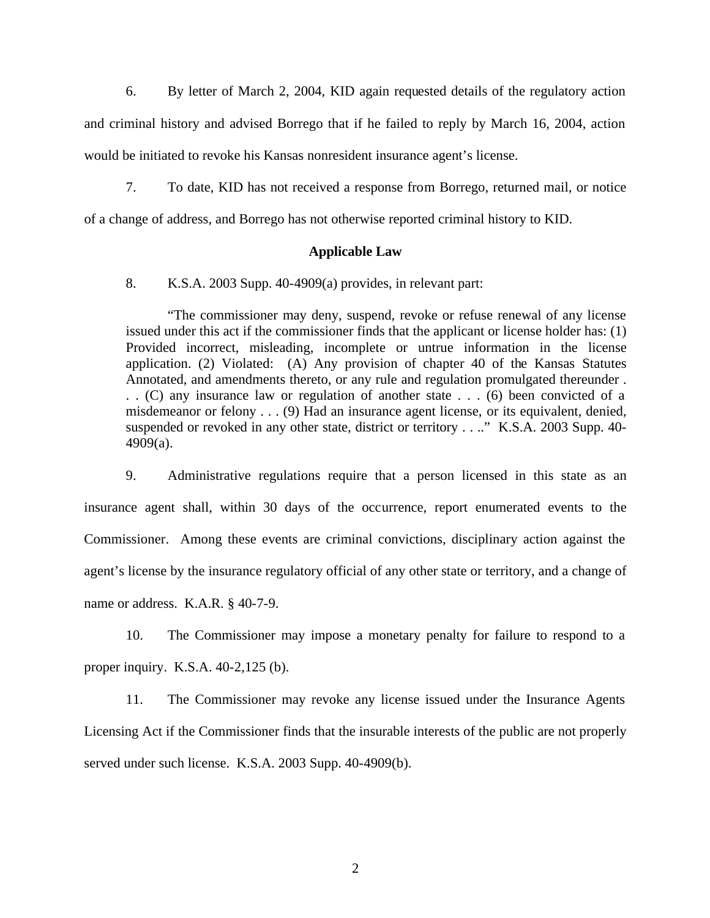6. By letter of March 2, 2004, KID again requested details of the regulatory action and criminal history and advised Borrego that if he failed to reply by March 16, 2004, action would be initiated to revoke his Kansas nonresident insurance agent's license.

7. To date, KID has not received a response from Borrego, returned mail, or notice of a change of address, and Borrego has not otherwise reported criminal history to KID.

**Applicable Law**

8. K.S.A. 2003 Supp. 40-4909(a) provides, in relevant part:

> "The commissioner may deny, suspend, revoke or refuse renewal of any license issued under this act if the commissioner finds that the applicant or license holder has: (1) Provided incorrect, misleading, incomplete or untrue information in the license application. (2) Violated: (A) Any provision of chapter 40 of the Kansas Statutes Annotated, and amendments thereto, or any rule and regulation promulgated thereunder . . . (C) any insurance law or regulation of another state . . . (6) been convicted of a misdemeanor or felony . . . (9) Had an insurance agent license, or its equivalent, denied, suspended or revoked in any other state, district or territory . . .." K.S.A. 2003 Supp. 40-4909(a).

9. Administrative regulations require that a person licensed in this state as an insurance agent shall, within 30 days of the occurrence, report enumerated events to the Commissioner. Among these events are criminal convictions, disciplinary action against the agent's license by the insurance regulatory official of any other state or territory, and a change of name or address. K.A.R. § 40-7-9.

10. The Commissioner may impose a monetary penalty for failure to respond to a proper inquiry. K.S.A. 40-2,125 (b).

11. The Commissioner may revoke any license issued under the Insurance Agents Licensing Act if the Commissioner finds that the insurable interests of the public are not properly served under such license. K.S.A. 2003 Supp. 40-4909(b).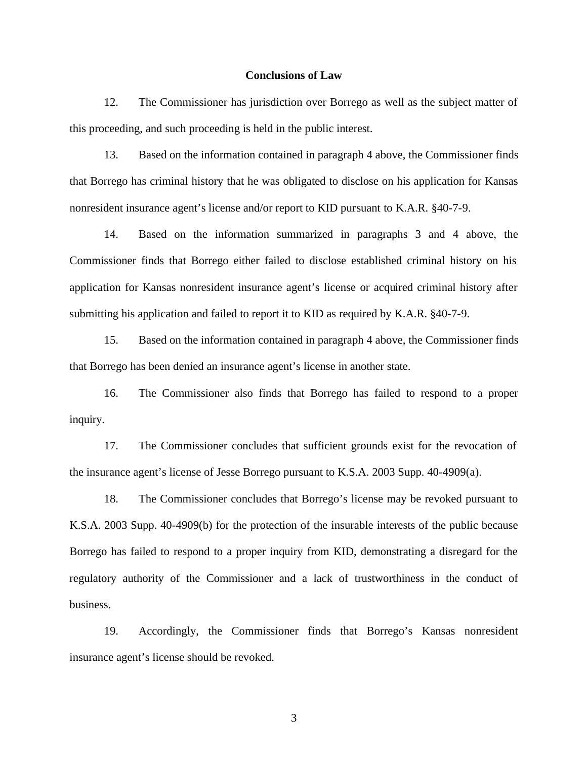## Conclusions of Law

12. The Commissioner has jurisdiction over Borrego as well as the subject matter of this proceeding, and such proceeding is held in the public interest.

13. Based on the information contained in paragraph 4 above, the Commissioner finds that Borrego has criminal history that he was obligated to disclose on his application for Kansas nonresident insurance agent's license and/or report to KID pursuant to K.A.R. §40-7-9.

14. Based on the information summarized in paragraphs 3 and 4 above, the Commissioner finds that Borrego either failed to disclose established criminal history on his application for Kansas nonresident insurance agent's license or acquired criminal history after submitting his application and failed to report it to KID as required by K.A.R. §40-7-9.

15. Based on the information contained in paragraph 4 above, the Commissioner finds that Borrego has been denied an insurance agent's license in another state.

16. The Commissioner also finds that Borrego has failed to respond to a proper inquiry.

17. The Commissioner concludes that sufficient grounds exist for the revocation of the insurance agent's license of Jesse Borrego pursuant to K.S.A. 2003 Supp. 40-4909(a).

18. The Commissioner concludes that Borrego's license may be revoked pursuant to K.S.A. 2003 Supp. 40-4909(b) for the protection of the insurable interests of the public because Borrego has failed to respond to a proper inquiry from KID, demonstrating a disregard for the regulatory authority of the Commissioner and a lack of trustworthiness in the conduct of business.

19. Accordingly, the Commissioner finds that Borrego's Kansas nonresident insurance agent's license should be revoked.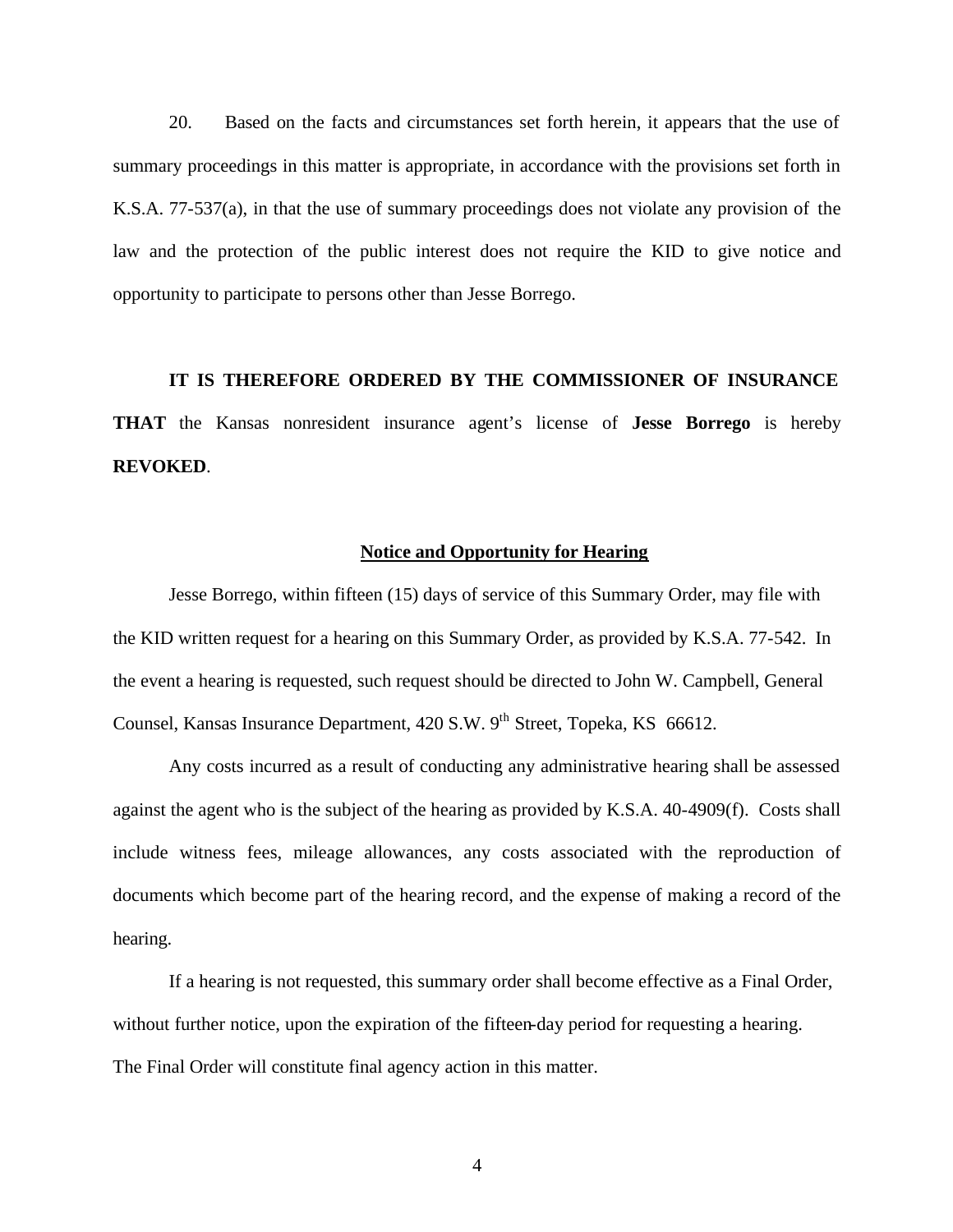20. Based on the facts and circumstances set forth herein, it appears that the use of summary proceedings in this matter is appropriate, in accordance with the provisions set forth in K.S.A. 77-537(a), in that the use of summary proceedings does not violate any provision of the law and the protection of the public interest does not require the KID to give notice and opportunity to participate to persons other than Jesse Borrego.

**IT IS THEREFORE ORDERED BY THE COMMISSIONER OF INSURANCE THAT** the Kansas nonresident insurance agent's license of **Jesse Borrego** is hereby **REVOKED**.

## Notice and Opportunity for Hearing

Jesse Borrego, within fifteen (15) days of service of this Summary Order, may file with the KID written request for a hearing on this Summary Order, as provided by K.S.A. 77-542. In the event a hearing is requested, such request should be directed to John W. Campbell, General Counsel, Kansas Insurance Department, 420 S.W. 9th Street, Topeka, KS 66612.

Any costs incurred as a result of conducting any administrative hearing shall be assessed against the agent who is the subject of the hearing as provided by K.S.A. 40-4909(f). Costs shall include witness fees, mileage allowances, any costs associated with the reproduction of documents which become part of the hearing record, and the expense of making a record of the hearing.

If a hearing is not requested, this summary order shall become effective as a Final Order, without further notice, upon the expiration of the fifteen-day period for requesting a hearing. The Final Order will constitute final agency action in this matter.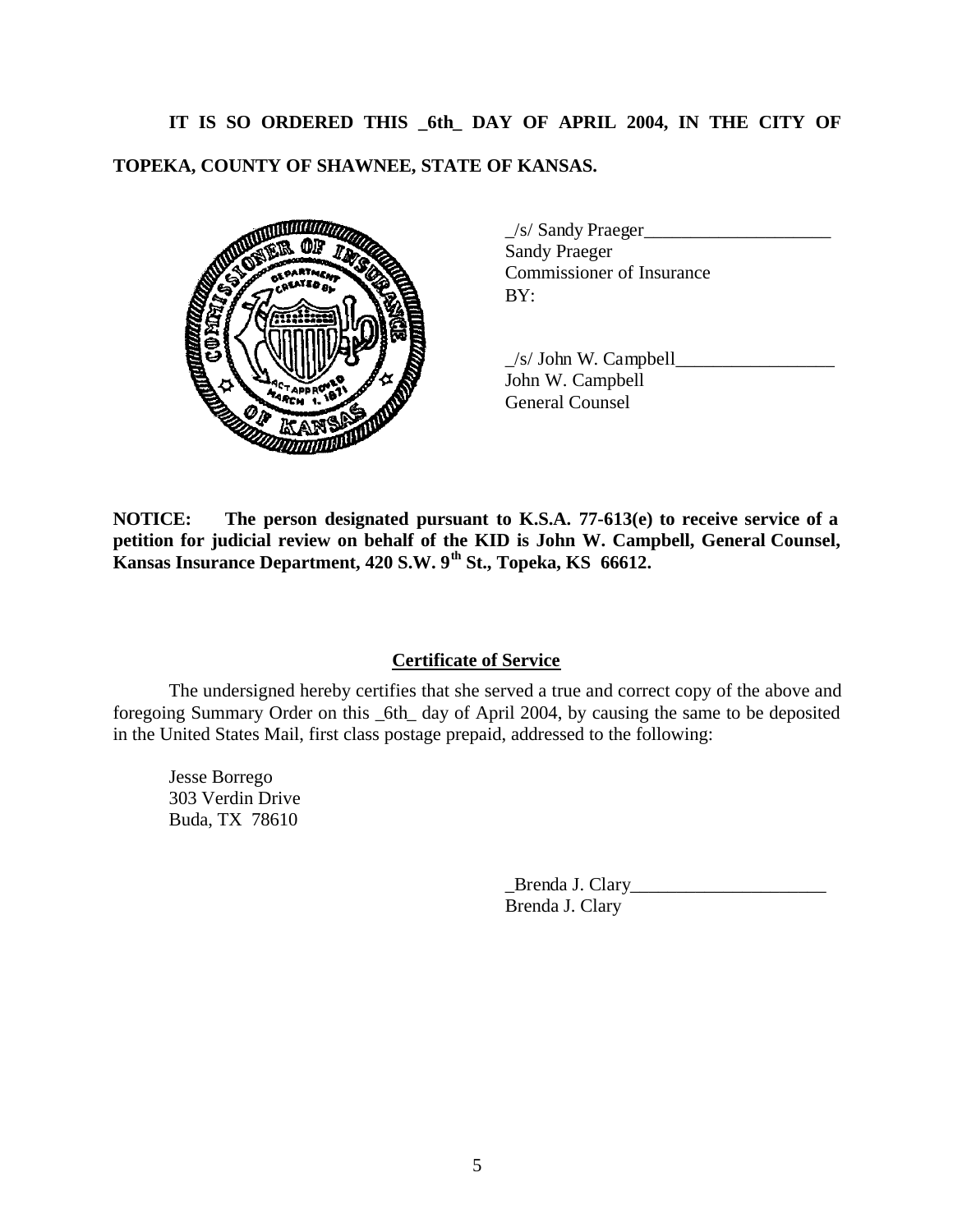**IT IS SO ORDERED THIS _6th_ DAY OF APRIL 2004, IN THE CITY OF TOPEKA, COUNTY OF SHAWNEE, STATE OF KANSAS.**

_/s/ Sandy Praeger____________________
Sandy Praeger
Commissioner of Insurance
BY:

_/s/ John W. Campbell_________________
John W. Campbell
General Counsel

**NOTICE: The person designated pursuant to K.S.A. 77-613(e) to receive service of a petition for judicial review on behalf of the KID is John W. Campbell, General Counsel, Kansas Insurance Department, 420 S.W. 9th St., Topeka, KS 66612.**

**Certificate of Service**

The undersigned hereby certifies that she served a true and correct copy of the above and foregoing Summary Order on this _6th_ day of April 2004, by causing the same to be deposited in the United States Mail, first class postage prepaid, addressed to the following:

Jesse Borrego
303 Verdin Drive
Buda, TX 78610

_Brenda J. Clary_____________________
Brenda J. Clary